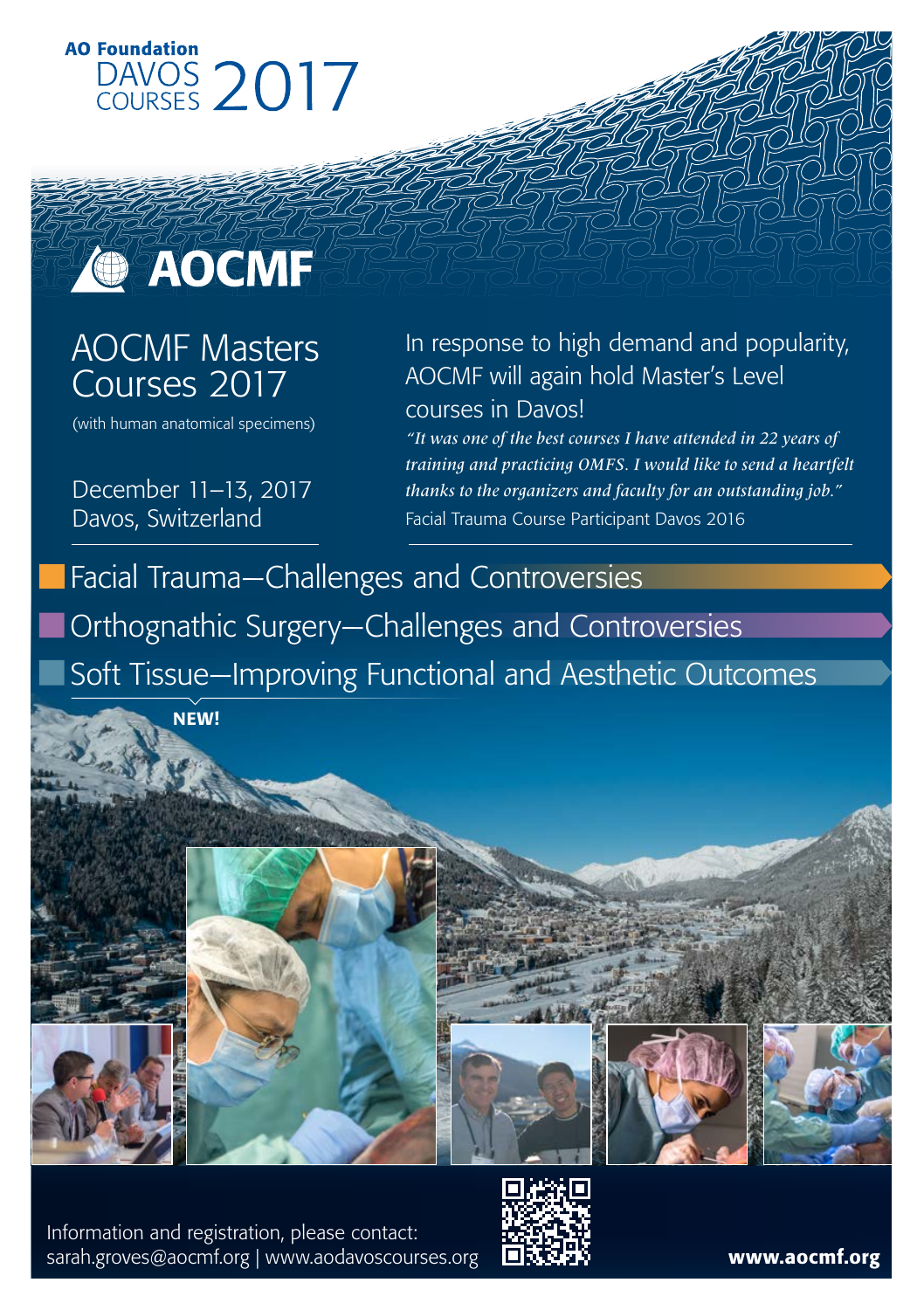**AO Foundation**

DAVOS COURSES 2017

AOCMF

# AOCMF Masters Courses 2017

(with human anatomical specimens)

December 11–13, 2017
Davos, Switzerland

In response to high demand and popularity, AOCMF will again hold Master's Level courses in Davos!

*"It was one of the best courses I have attended in 22 years of training and practicing OMFS. I would like to send a heartfelt thanks to the organizers and faculty for an outstanding job."*
Facial Trauma Course Participant Davos 2016

- Facial Trauma—Challenges and Controversies
- Orthognathic Surgery—Challenges and Controversies
- Soft Tissue—Improving Functional and Aesthetic Outcomes

**NEW!**

Information and registration, please contact:
sarah.groves@aocmf.org | www.aodavoscourses.org

**www.aocmf.org**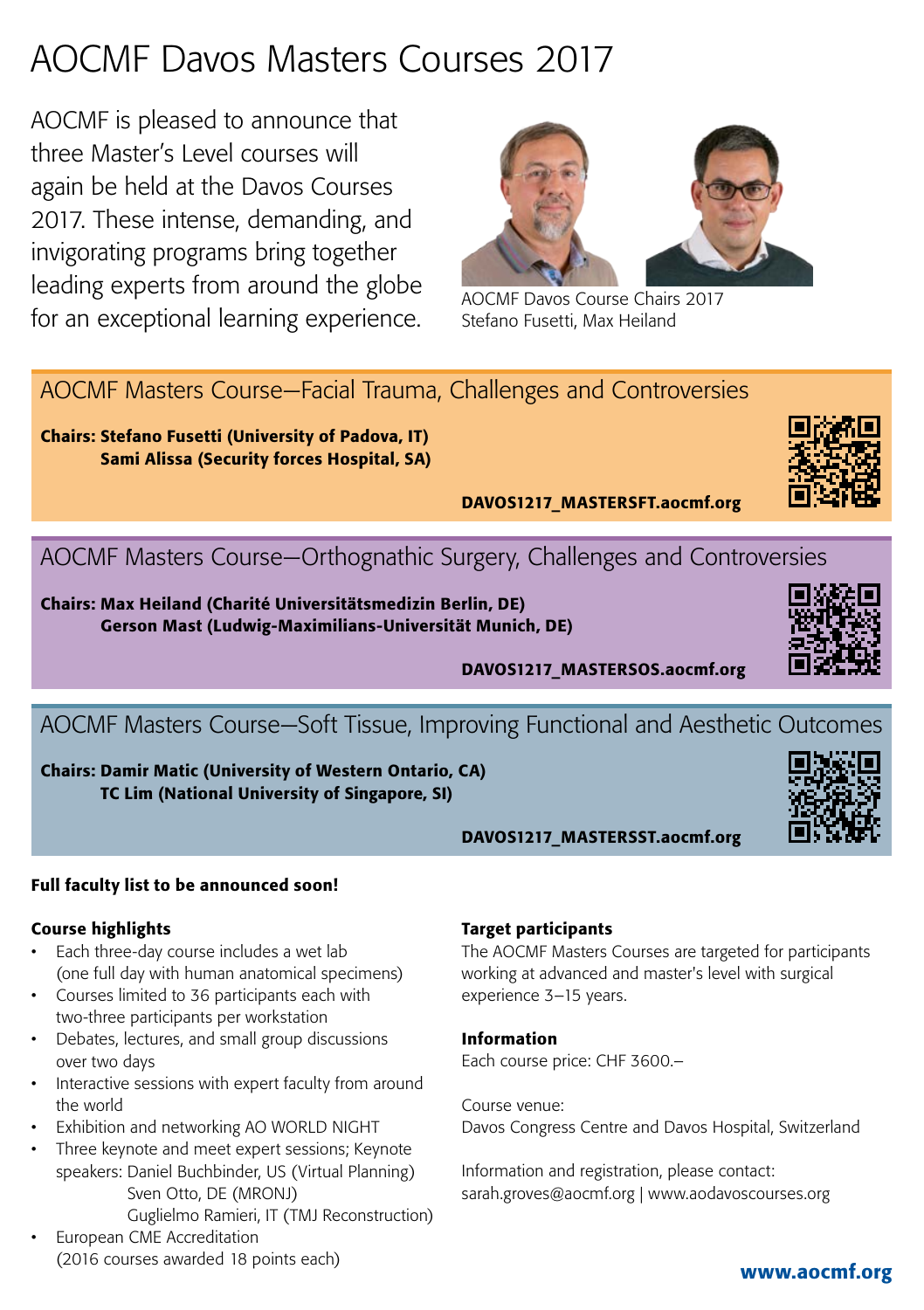# AOCMF Davos Masters Courses 2017

AOCMF is pleased to announce that three Master's Level courses will again be held at the Davos Courses 2017. These intense, demanding, and invigorating programs bring together leading experts from around the globe for an exceptional learning experience.

AOCMF Davos Course Chairs 2017
Stefano Fusetti, Max Heiland

## AOCMF Masters Course—Facial Trauma, Challenges and Controversies

**Chairs: Stefano Fusetti (University of Padova, IT)**
**Sami Alissa (Security forces Hospital, SA)**

**DAVOS1217_MASTERSFT.aocmf.org**

## AOCMF Masters Course—Orthognathic Surgery, Challenges and Controversies

**Chairs: Max Heiland (Charité Universitätsmedizin Berlin, DE)**
**Gerson Mast (Ludwig-Maximilians-Universität Munich, DE)**

**DAVOS1217_MASTERSOS.aocmf.org**

## AOCMF Masters Course—Soft Tissue, Improving Functional and Aesthetic Outcomes

**Chairs: Damir Matic (University of Western Ontario, CA)**
**TC Lim (National University of Singapore, SI)**

**DAVOS1217_MASTERSST.aocmf.org**

**Full faculty list to be announced soon!**

**Course highlights**

- Each three-day course includes a wet lab (one full day with human anatomical specimens)
- Courses limited to 36 participants each with two-three participants per workstation
- Debates, lectures, and small group discussions over two days
- Interactive sessions with expert faculty from around the world
- Exhibition and networking AO WORLD NIGHT
- Three keynote and meet expert sessions; Keynote speakers: Daniel Buchbinder, US (Virtual Planning)
  Sven Otto, DE (MRONJ)
  Guglielmo Ramieri, IT (TMJ Reconstruction)
- European CME Accreditation (2016 courses awarded 18 points each)

**Target participants**

The AOCMF Masters Courses are targeted for participants working at advanced and master's level with surgical experience 3–15 years.

**Information**

Each course price: CHF 3600.–

Course venue:
Davos Congress Centre and Davos Hospital, Switzerland

Information and registration, please contact:
sarah.groves@aocmf.org | www.aodavoscourses.org

**www.aocmf.org**